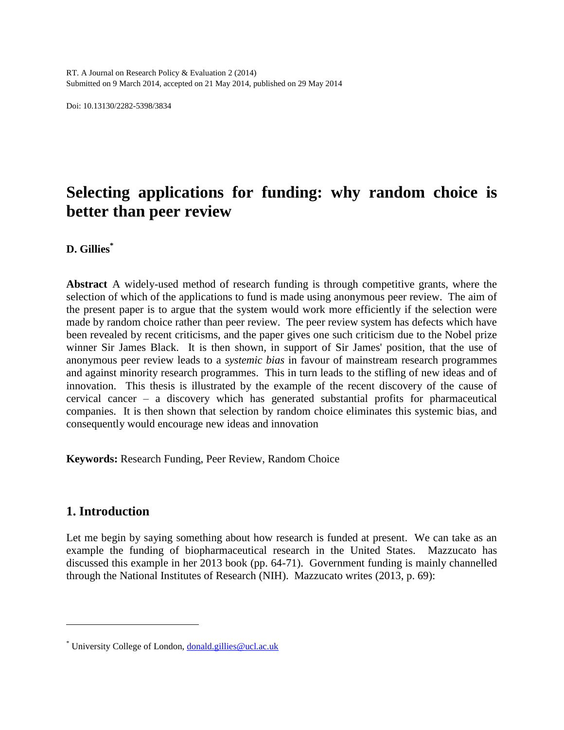RT. A Journal on Research Policy & Evaluation 2 (2014)
Submitted on 9 March 2014, accepted on 21 May 2014, published on 29 May 2014

Doi: 10.13130/2282-5398/3834

# Selecting applications for funding: why random choice is better than peer review

**D. Gillies***

**Abstract** A widely-used method of research funding is through competitive grants, where the selection of which of the applications to fund is made using anonymous peer review. The aim of the present paper is to argue that the system would work more efficiently if the selection were made by random choice rather than peer review. The peer review system has defects which have been revealed by recent criticisms, and the paper gives one such criticism due to the Nobel prize winner Sir James Black. It is then shown, in support of Sir James' position, that the use of anonymous peer review leads to a *systemic bias* in favour of mainstream research programmes and against minority research programmes. This in turn leads to the stifling of new ideas and of innovation. This thesis is illustrated by the example of the recent discovery of the cause of cervical cancer – a discovery which has generated substantial profits for pharmaceutical companies. It is then shown that selection by random choice eliminates this systemic bias, and consequently would encourage new ideas and innovation

**Keywords:** Research Funding, Peer Review, Random Choice

## 1. Introduction

Let me begin by saying something about how research is funded at present. We can take as an example the funding of biopharmaceutical research in the United States. Mazzucato has discussed this example in her 2013 book (pp. 64-71). Government funding is mainly channelled through the National Institutes of Research (NIH). Mazzucato writes (2013, p. 69):

* University College of London, donald.gillies@ucl.ac.uk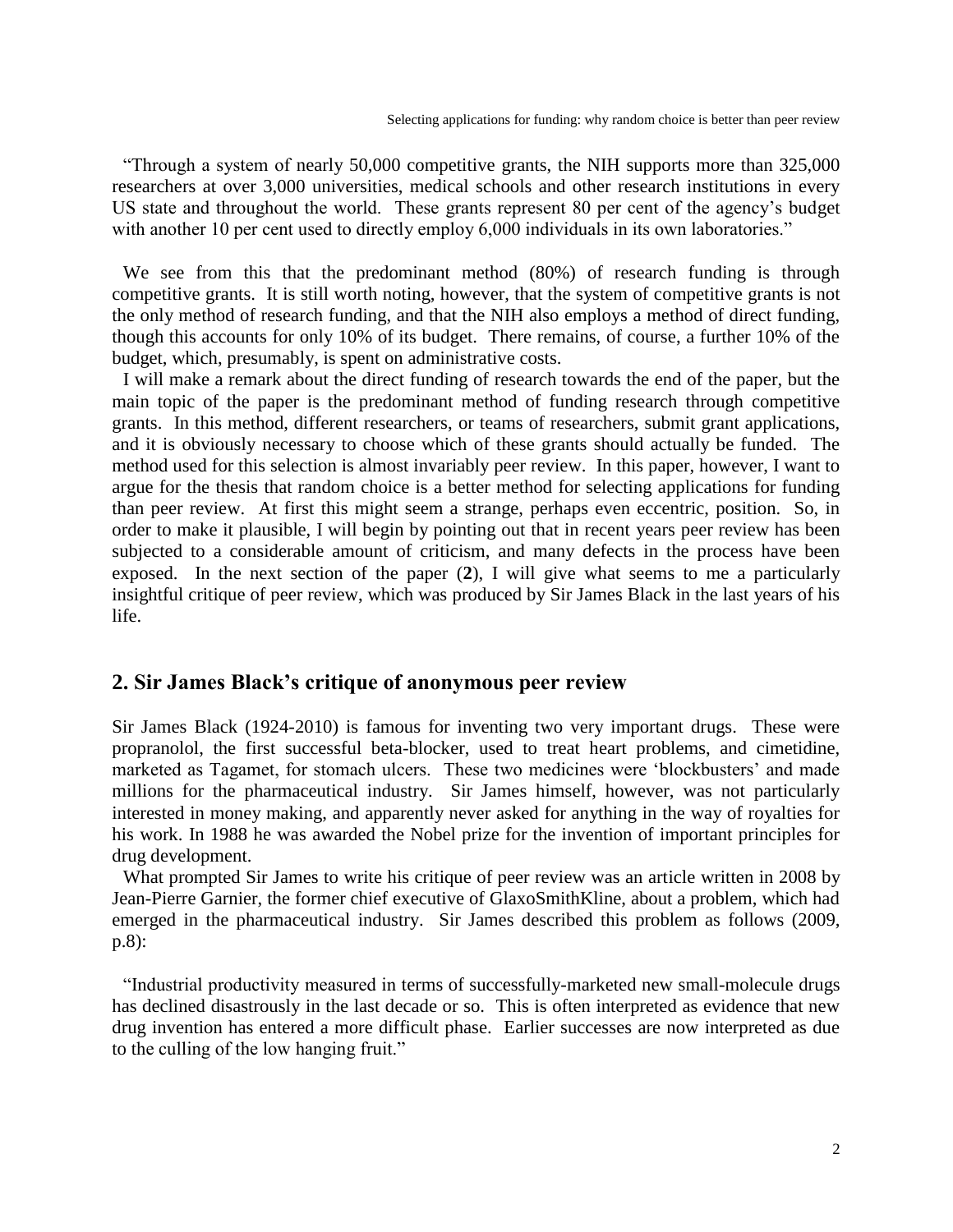"Through a system of nearly 50,000 competitive grants, the NIH supports more than 325,000 researchers at over 3,000 universities, medical schools and other research institutions in every US state and throughout the world. These grants represent 80 per cent of the agency's budget with another 10 per cent used to directly employ 6,000 individuals in its own laboratories."

We see from this that the predominant method (80%) of research funding is through competitive grants. It is still worth noting, however, that the system of competitive grants is not the only method of research funding, and that the NIH also employs a method of direct funding, though this accounts for only 10% of its budget. There remains, of course, a further 10% of the budget, which, presumably, is spent on administrative costs.

I will make a remark about the direct funding of research towards the end of the paper, but the main topic of the paper is the predominant method of funding research through competitive grants. In this method, different researchers, or teams of researchers, submit grant applications, and it is obviously necessary to choose which of these grants should actually be funded. The method used for this selection is almost invariably peer review. In this paper, however, I want to argue for the thesis that random choice is a better method for selecting applications for funding than peer review. At first this might seem a strange, perhaps even eccentric, position. So, in order to make it plausible, I will begin by pointing out that in recent years peer review has been subjected to a considerable amount of criticism, and many defects in the process have been exposed. In the next section of the paper (**2**), I will give what seems to me a particularly insightful critique of peer review, which was produced by Sir James Black in the last years of his life.

## 2. Sir James Black's critique of anonymous peer review

Sir James Black (1924-2010) is famous for inventing two very important drugs. These were propranolol, the first successful beta-blocker, used to treat heart problems, and cimetidine, marketed as Tagamet, for stomach ulcers. These two medicines were 'blockbusters' and made millions for the pharmaceutical industry. Sir James himself, however, was not particularly interested in money making, and apparently never asked for anything in the way of royalties for his work. In 1988 he was awarded the Nobel prize for the invention of important principles for drug development.

What prompted Sir James to write his critique of peer review was an article written in 2008 by Jean-Pierre Garnier, the former chief executive of GlaxoSmithKline, about a problem, which had emerged in the pharmaceutical industry. Sir James described this problem as follows (2009, p.8):

"Industrial productivity measured in terms of successfully-marketed new small-molecule drugs has declined disastrously in the last decade or so. This is often interpreted as evidence that new drug invention has entered a more difficult phase. Earlier successes are now interpreted as due to the culling of the low hanging fruit."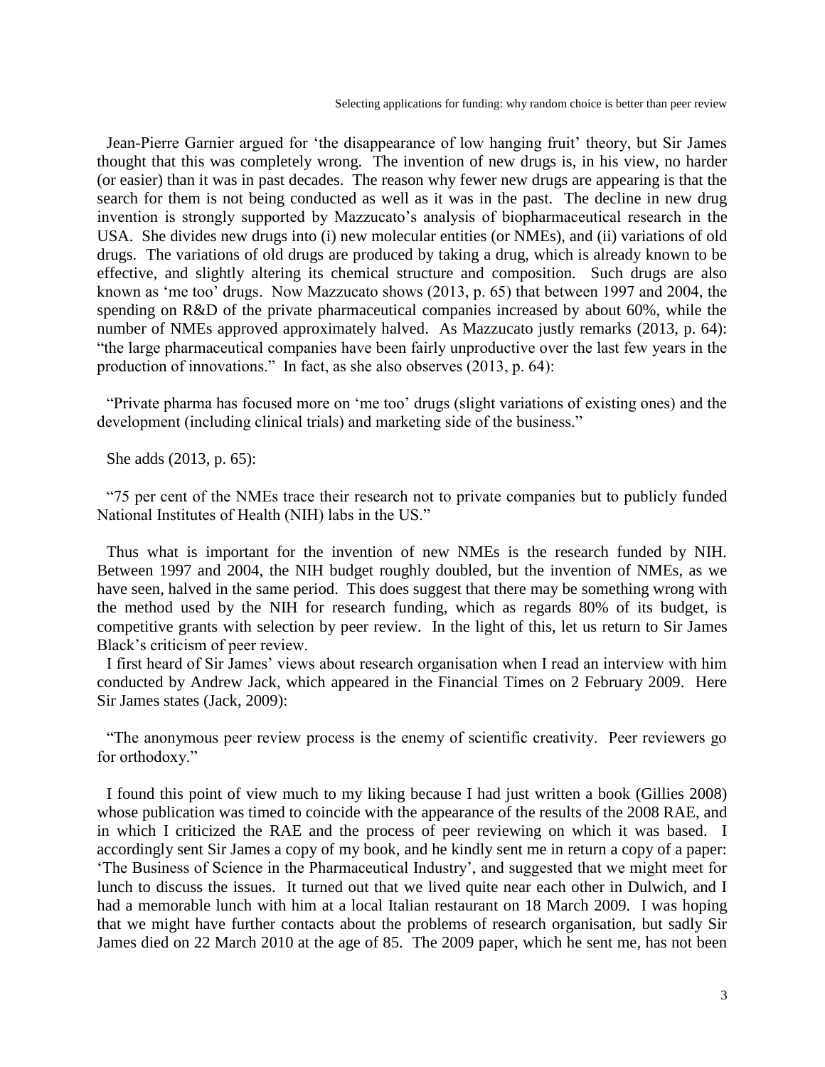Jean-Pierre Garnier argued for 'the disappearance of low hanging fruit' theory, but Sir James thought that this was completely wrong. The invention of new drugs is, in his view, no harder (or easier) than it was in past decades. The reason why fewer new drugs are appearing is that the search for them is not being conducted as well as it was in the past. The decline in new drug invention is strongly supported by Mazzucato's analysis of biopharmaceutical research in the USA. She divides new drugs into (i) new molecular entities (or NMEs), and (ii) variations of old drugs. The variations of old drugs are produced by taking a drug, which is already known to be effective, and slightly altering its chemical structure and composition. Such drugs are also known as 'me too' drugs. Now Mazzucato shows (2013, p. 65) that between 1997 and 2004, the spending on R&D of the private pharmaceutical companies increased by about 60%, while the number of NMEs approved approximately halved. As Mazzucato justly remarks (2013, p. 64): "the large pharmaceutical companies have been fairly unproductive over the last few years in the production of innovations." In fact, as she also observes (2013, p. 64):

"Private pharma has focused more on 'me too' drugs (slight variations of existing ones) and the development (including clinical trials) and marketing side of the business."

She adds (2013, p. 65):

"75 per cent of the NMEs trace their research not to private companies but to publicly funded National Institutes of Health (NIH) labs in the US."

Thus what is important for the invention of new NMEs is the research funded by NIH. Between 1997 and 2004, the NIH budget roughly doubled, but the invention of NMEs, as we have seen, halved in the same period. This does suggest that there may be something wrong with the method used by the NIH for research funding, which as regards 80% of its budget, is competitive grants with selection by peer review. In the light of this, let us return to Sir James Black's criticism of peer review.

I first heard of Sir James' views about research organisation when I read an interview with him conducted by Andrew Jack, which appeared in the Financial Times on 2 February 2009. Here Sir James states (Jack, 2009):

"The anonymous peer review process is the enemy of scientific creativity. Peer reviewers go for orthodoxy."

I found this point of view much to my liking because I had just written a book (Gillies 2008) whose publication was timed to coincide with the appearance of the results of the 2008 RAE, and in which I criticized the RAE and the process of peer reviewing on which it was based. I accordingly sent Sir James a copy of my book, and he kindly sent me in return a copy of a paper: 'The Business of Science in the Pharmaceutical Industry', and suggested that we might meet for lunch to discuss the issues. It turned out that we lived quite near each other in Dulwich, and I had a memorable lunch with him at a local Italian restaurant on 18 March 2009. I was hoping that we might have further contacts about the problems of research organisation, but sadly Sir James died on 22 March 2010 at the age of 85. The 2009 paper, which he sent me, has not been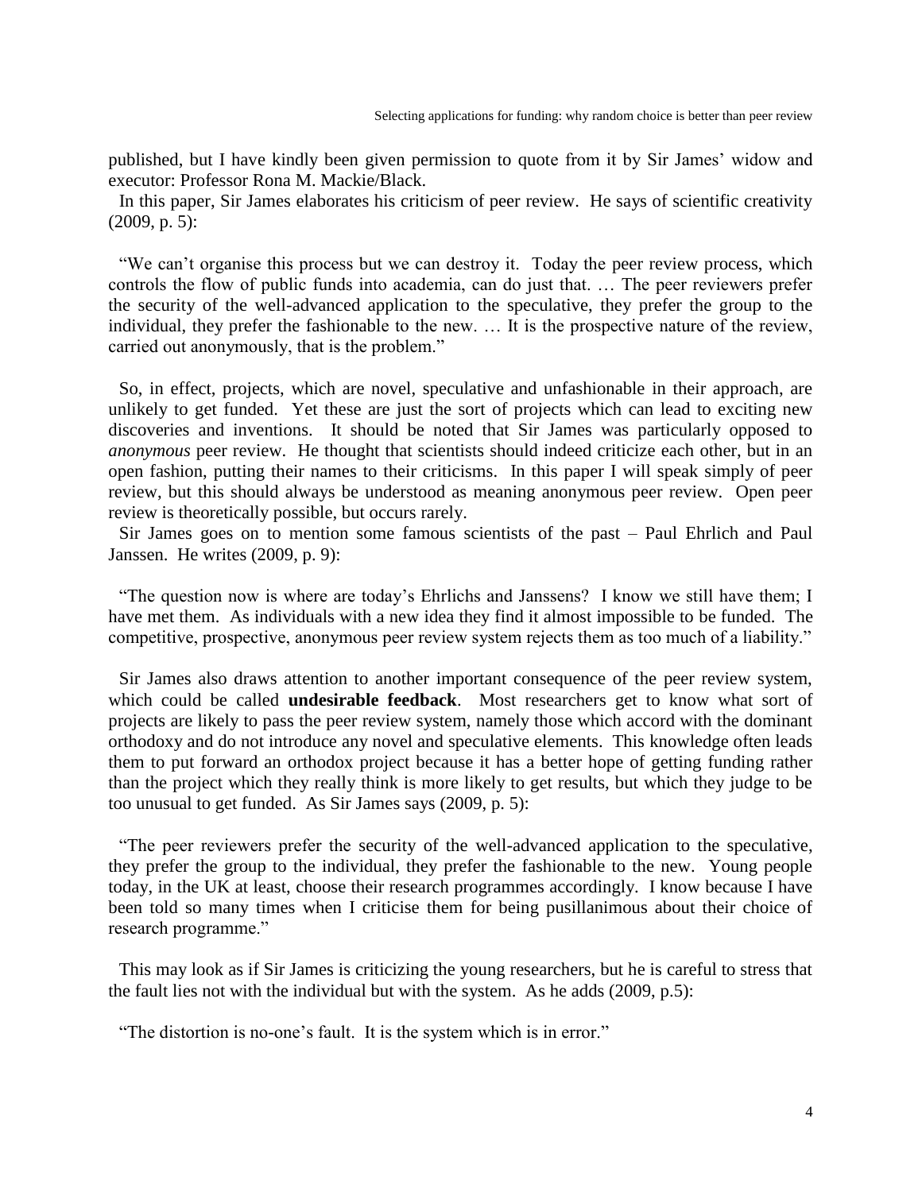published, but I have kindly been given permission to quote from it by Sir James' widow and executor: Professor Rona M. Mackie/Black.

In this paper, Sir James elaborates his criticism of peer review. He says of scientific creativity (2009, p. 5):

"We can't organise this process but we can destroy it. Today the peer review process, which controls the flow of public funds into academia, can do just that. … The peer reviewers prefer the security of the well-advanced application to the speculative, they prefer the group to the individual, they prefer the fashionable to the new. … It is the prospective nature of the review, carried out anonymously, that is the problem."

So, in effect, projects, which are novel, speculative and unfashionable in their approach, are unlikely to get funded. Yet these are just the sort of projects which can lead to exciting new discoveries and inventions. It should be noted that Sir James was particularly opposed to *anonymous* peer review. He thought that scientists should indeed criticize each other, but in an open fashion, putting their names to their criticisms. In this paper I will speak simply of peer review, but this should always be understood as meaning anonymous peer review. Open peer review is theoretically possible, but occurs rarely.

Sir James goes on to mention some famous scientists of the past – Paul Ehrlich and Paul Janssen. He writes (2009, p. 9):

"The question now is where are today's Ehrlichs and Janssens? I know we still have them; I have met them. As individuals with a new idea they find it almost impossible to be funded. The competitive, prospective, anonymous peer review system rejects them as too much of a liability."

Sir James also draws attention to another important consequence of the peer review system, which could be called **undesirable feedback**. Most researchers get to know what sort of projects are likely to pass the peer review system, namely those which accord with the dominant orthodoxy and do not introduce any novel and speculative elements. This knowledge often leads them to put forward an orthodox project because it has a better hope of getting funding rather than the project which they really think is more likely to get results, but which they judge to be too unusual to get funded. As Sir James says (2009, p. 5):

"The peer reviewers prefer the security of the well-advanced application to the speculative, they prefer the group to the individual, they prefer the fashionable to the new. Young people today, in the UK at least, choose their research programmes accordingly. I know because I have been told so many times when I criticise them for being pusillanimous about their choice of research programme."

This may look as if Sir James is criticizing the young researchers, but he is careful to stress that the fault lies not with the individual but with the system. As he adds (2009, p.5):

"The distortion is no-one's fault. It is the system which is in error."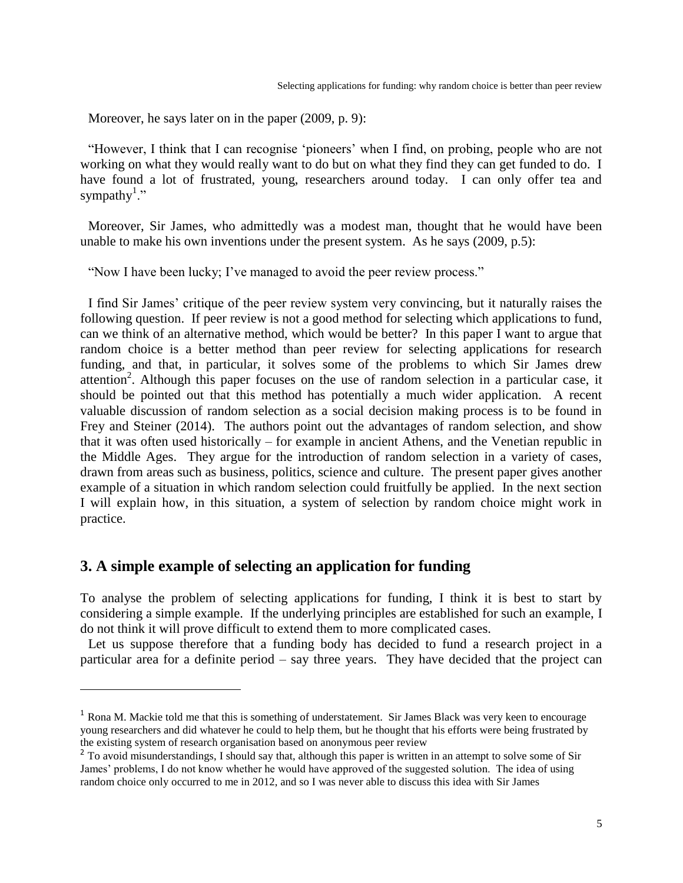Moreover, he says later on in the paper (2009, p. 9):

"However, I think that I can recognise 'pioneers' when I find, on probing, people who are not working on what they would really want to do but on what they find they can get funded to do. I have found a lot of frustrated, young, researchers around today. I can only offer tea and sympathy[1]."

Moreover, Sir James, who admittedly was a modest man, thought that he would have been unable to make his own inventions under the present system. As he says (2009, p.5):

"Now I have been lucky; I've managed to avoid the peer review process."

I find Sir James' critique of the peer review system very convincing, but it naturally raises the following question. If peer review is not a good method for selecting which applications to fund, can we think of an alternative method, which would be better? In this paper I want to argue that random choice is a better method than peer review for selecting applications for research funding, and that, in particular, it solves some of the problems to which Sir James drew attention[2]. Although this paper focuses on the use of random selection in a particular case, it should be pointed out that this method has potentially a much wider application. A recent valuable discussion of random selection as a social decision making process is to be found in Frey and Steiner (2014). The authors point out the advantages of random selection, and show that it was often used historically – for example in ancient Athens, and the Venetian republic in the Middle Ages. They argue for the introduction of random selection in a variety of cases, drawn from areas such as business, politics, science and culture. The present paper gives another example of a situation in which random selection could fruitfully be applied. In the next section I will explain how, in this situation, a system of selection by random choice might work in practice.

## 3. A simple example of selecting an application for funding

To analyse the problem of selecting applications for funding, I think it is best to start by considering a simple example. If the underlying principles are established for such an example, I do not think it will prove difficult to extend them to more complicated cases.

Let us suppose therefore that a funding body has decided to fund a research project in a particular area for a definite period – say three years. They have decided that the project can

---

[1] Rona M. Mackie told me that this is something of understatement. Sir James Black was very keen to encourage young researchers and did whatever he could to help them, but he thought that his efforts were being frustrated by the existing system of research organisation based on anonymous peer review

[2] To avoid misunderstandings, I should say that, although this paper is written in an attempt to solve some of Sir James' problems, I do not know whether he would have approved of the suggested solution. The idea of using random choice only occurred to me in 2012, and so I was never able to discuss this idea with Sir James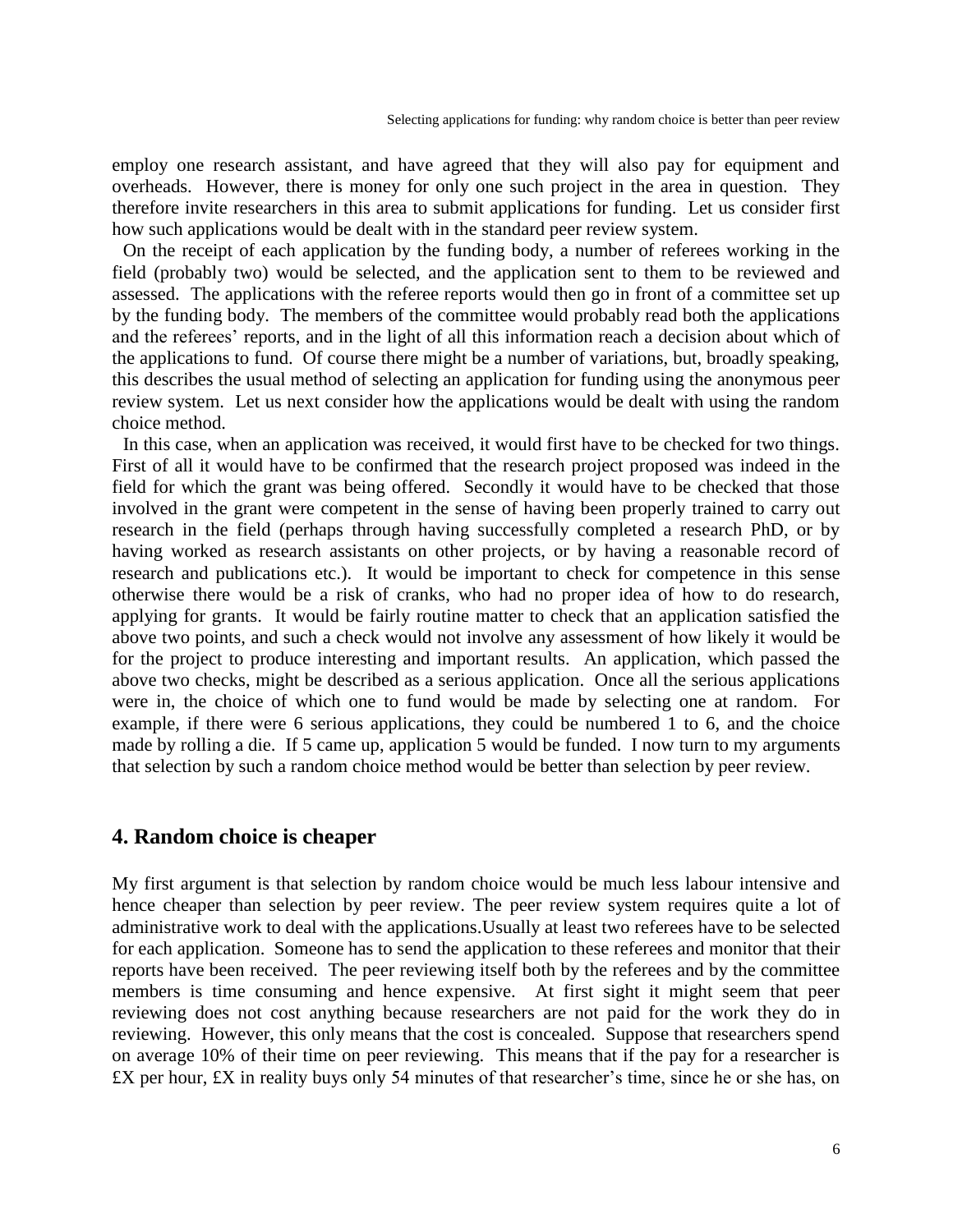employ one research assistant, and have agreed that they will also pay for equipment and overheads. However, there is money for only one such project in the area in question. They therefore invite researchers in this area to submit applications for funding. Let us consider first how such applications would be dealt with in the standard peer review system.

On the receipt of each application by the funding body, a number of referees working in the field (probably two) would be selected, and the application sent to them to be reviewed and assessed. The applications with the referee reports would then go in front of a committee set up by the funding body. The members of the committee would probably read both the applications and the referees' reports, and in the light of all this information reach a decision about which of the applications to fund. Of course there might be a number of variations, but, broadly speaking, this describes the usual method of selecting an application for funding using the anonymous peer review system. Let us next consider how the applications would be dealt with using the random choice method.

In this case, when an application was received, it would first have to be checked for two things. First of all it would have to be confirmed that the research project proposed was indeed in the field for which the grant was being offered. Secondly it would have to be checked that those involved in the grant were competent in the sense of having been properly trained to carry out research in the field (perhaps through having successfully completed a research PhD, or by having worked as research assistants on other projects, or by having a reasonable record of research and publications etc.). It would be important to check for competence in this sense otherwise there would be a risk of cranks, who had no proper idea of how to do research, applying for grants. It would be fairly routine matter to check that an application satisfied the above two points, and such a check would not involve any assessment of how likely it would be for the project to produce interesting and important results. An application, which passed the above two checks, might be described as a serious application. Once all the serious applications were in, the choice of which one to fund would be made by selecting one at random. For example, if there were 6 serious applications, they could be numbered 1 to 6, and the choice made by rolling a die. If 5 came up, application 5 would be funded. I now turn to my arguments that selection by such a random choice method would be better than selection by peer review.

## 4. Random choice is cheaper

My first argument is that selection by random choice would be much less labour intensive and hence cheaper than selection by peer review. The peer review system requires quite a lot of administrative work to deal with the applications.Usually at least two referees have to be selected for each application. Someone has to send the application to these referees and monitor that their reports have been received. The peer reviewing itself both by the referees and by the committee members is time consuming and hence expensive. At first sight it might seem that peer reviewing does not cost anything because researchers are not paid for the work they do in reviewing. However, this only means that the cost is concealed. Suppose that researchers spend on average 10% of their time on peer reviewing. This means that if the pay for a researcher is £X per hour, £X in reality buys only 54 minutes of that researcher's time, since he or she has, on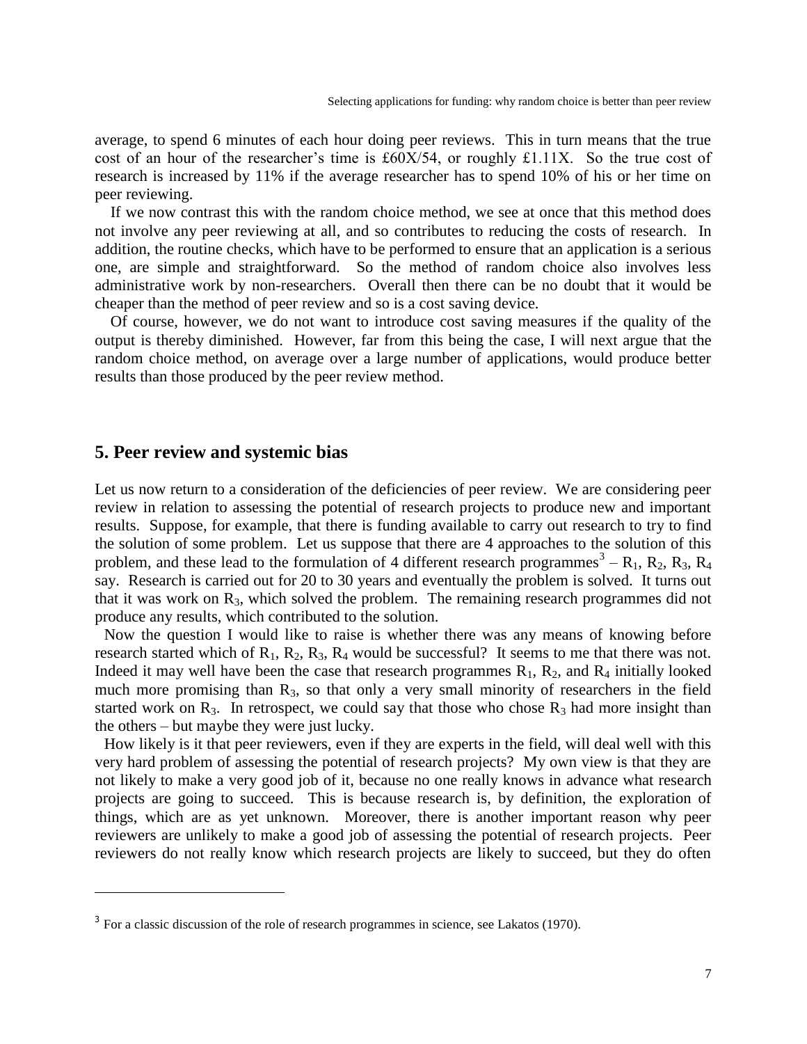average, to spend 6 minutes of each hour doing peer reviews. This in turn means that the true cost of an hour of the researcher's time is £60X/54, or roughly £1.11X. So the true cost of research is increased by 11% if the average researcher has to spend 10% of his or her time on peer reviewing.

If we now contrast this with the random choice method, we see at once that this method does not involve any peer reviewing at all, and so contributes to reducing the costs of research. In addition, the routine checks, which have to be performed to ensure that an application is a serious one, are simple and straightforward. So the method of random choice also involves less administrative work by non-researchers. Overall then there can be no doubt that it would be cheaper than the method of peer review and so is a cost saving device.

Of course, however, we do not want to introduce cost saving measures if the quality of the output is thereby diminished. However, far from this being the case, I will next argue that the random choice method, on average over a large number of applications, would produce better results than those produced by the peer review method.

## 5. Peer review and systemic bias

Let us now return to a consideration of the deficiencies of peer review. We are considering peer review in relation to assessing the potential of research projects to produce new and important results. Suppose, for example, that there is funding available to carry out research to try to find the solution of some problem. Let us suppose that there are 4 approaches to the solution of this problem, and these lead to the formulation of 4 different research programmes[3] – $R_1$, $R_2$, $R_3$, $R_4$ say. Research is carried out for 20 to 30 years and eventually the problem is solved. It turns out that it was work on $R_3$, which solved the problem. The remaining research programmes did not produce any results, which contributed to the solution.

Now the question I would like to raise is whether there was any means of knowing before research started which of $R_1$, $R_2$, $R_3$, $R_4$ would be successful? It seems to me that there was not. Indeed it may well have been the case that research programmes $R_1$, $R_2$, and $R_4$ initially looked much more promising than $R_3$, so that only a very small minority of researchers in the field started work on $R_3$. In retrospect, we could say that those who chose $R_3$ had more insight than the others – but maybe they were just lucky.

How likely is it that peer reviewers, even if they are experts in the field, will deal well with this very hard problem of assessing the potential of research projects? My own view is that they are not likely to make a very good job of it, because no one really knows in advance what research projects are going to succeed. This is because research is, by definition, the exploration of things, which are as yet unknown. Moreover, there is another important reason why peer reviewers are unlikely to make a good job of assessing the potential of research projects. Peer reviewers do not really know which research projects are likely to succeed, but they do often

[3] For a classic discussion of the role of research programmes in science, see Lakatos (1970).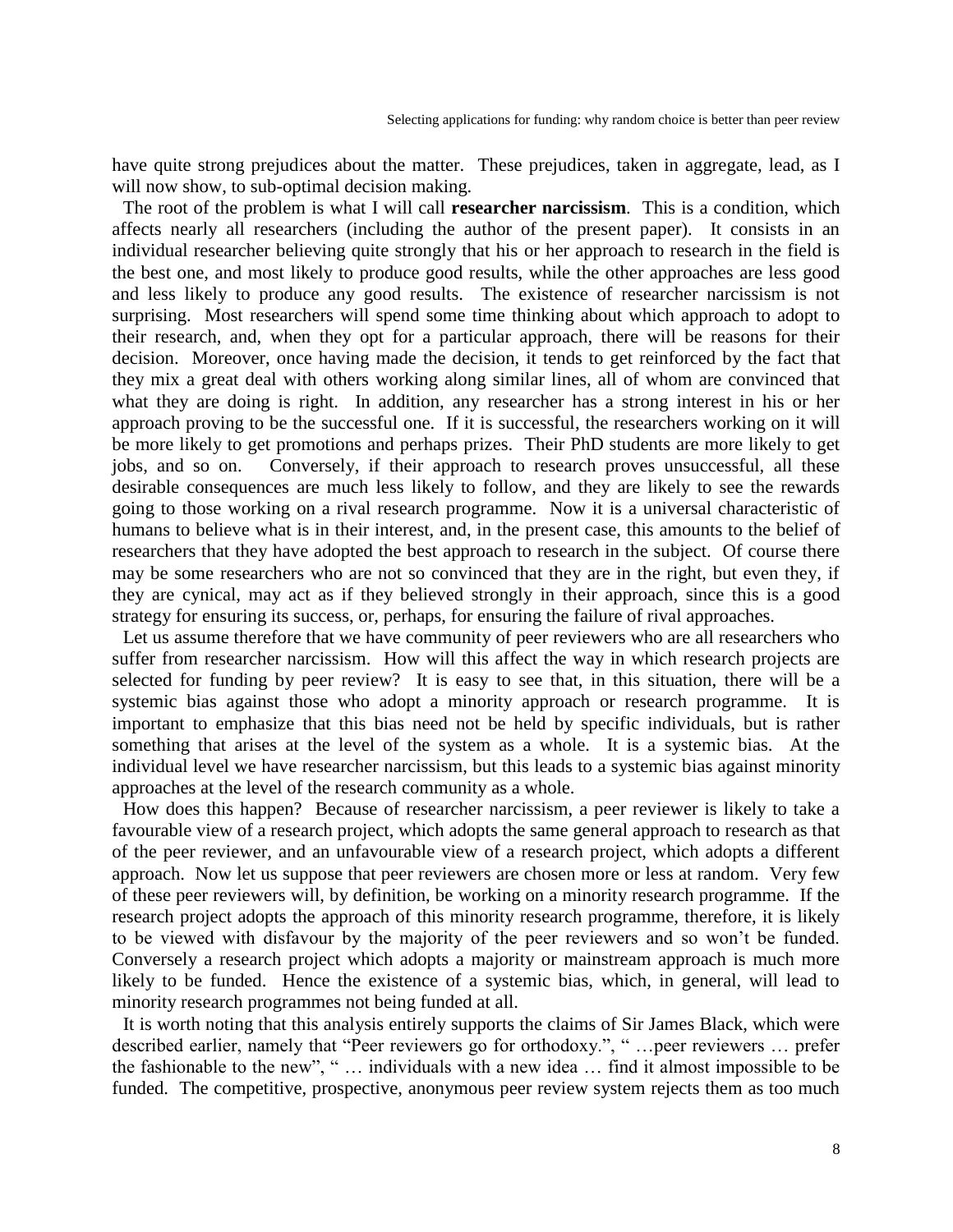have quite strong prejudices about the matter. These prejudices, taken in aggregate, lead, as I will now show, to sub-optimal decision making.

The root of the problem is what I will call **researcher narcissism**. This is a condition, which affects nearly all researchers (including the author of the present paper). It consists in an individual researcher believing quite strongly that his or her approach to research in the field is the best one, and most likely to produce good results, while the other approaches are less good and less likely to produce any good results. The existence of researcher narcissism is not surprising. Most researchers will spend some time thinking about which approach to adopt to their research, and, when they opt for a particular approach, there will be reasons for their decision. Moreover, once having made the decision, it tends to get reinforced by the fact that they mix a great deal with others working along similar lines, all of whom are convinced that what they are doing is right. In addition, any researcher has a strong interest in his or her approach proving to be the successful one. If it is successful, the researchers working on it will be more likely to get promotions and perhaps prizes. Their PhD students are more likely to get jobs, and so on. Conversely, if their approach to research proves unsuccessful, all these desirable consequences are much less likely to follow, and they are likely to see the rewards going to those working on a rival research programme. Now it is a universal characteristic of humans to believe what is in their interest, and, in the present case, this amounts to the belief of researchers that they have adopted the best approach to research in the subject. Of course there may be some researchers who are not so convinced that they are in the right, but even they, if they are cynical, may act as if they believed strongly in their approach, since this is a good strategy for ensuring its success, or, perhaps, for ensuring the failure of rival approaches.

Let us assume therefore that we have community of peer reviewers who are all researchers who suffer from researcher narcissism. How will this affect the way in which research projects are selected for funding by peer review? It is easy to see that, in this situation, there will be a systemic bias against those who adopt a minority approach or research programme. It is important to emphasize that this bias need not be held by specific individuals, but is rather something that arises at the level of the system as a whole. It is a systemic bias. At the individual level we have researcher narcissism, but this leads to a systemic bias against minority approaches at the level of the research community as a whole.

How does this happen? Because of researcher narcissism, a peer reviewer is likely to take a favourable view of a research project, which adopts the same general approach to research as that of the peer reviewer, and an unfavourable view of a research project, which adopts a different approach. Now let us suppose that peer reviewers are chosen more or less at random. Very few of these peer reviewers will, by definition, be working on a minority research programme. If the research project adopts the approach of this minority research programme, therefore, it is likely to be viewed with disfavour by the majority of the peer reviewers and so won't be funded. Conversely a research project which adopts a majority or mainstream approach is much more likely to be funded. Hence the existence of a systemic bias, which, in general, will lead to minority research programmes not being funded at all.

It is worth noting that this analysis entirely supports the claims of Sir James Black, which were described earlier, namely that "Peer reviewers go for orthodoxy.", " …peer reviewers … prefer the fashionable to the new", " … individuals with a new idea … find it almost impossible to be funded. The competitive, prospective, anonymous peer review system rejects them as too much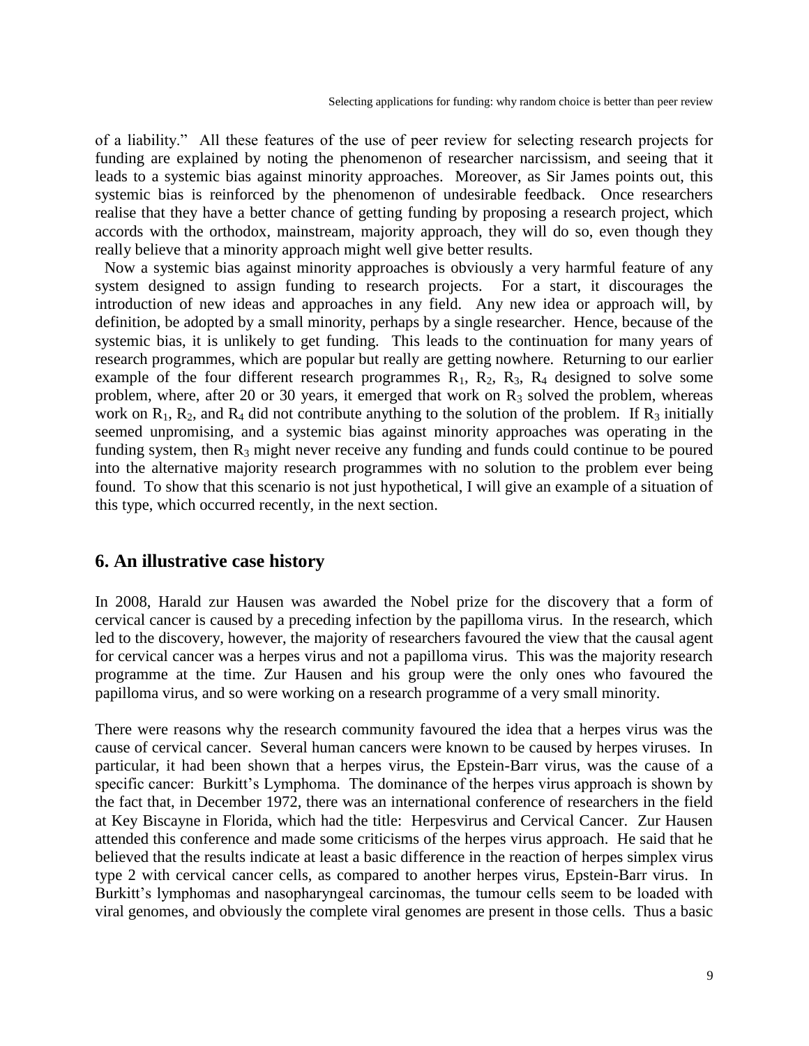of a liability." All these features of the use of peer review for selecting research projects for funding are explained by noting the phenomenon of researcher narcissism, and seeing that it leads to a systemic bias against minority approaches. Moreover, as Sir James points out, this systemic bias is reinforced by the phenomenon of undesirable feedback. Once researchers realise that they have a better chance of getting funding by proposing a research project, which accords with the orthodox, mainstream, majority approach, they will do so, even though they really believe that a minority approach might well give better results.

Now a systemic bias against minority approaches is obviously a very harmful feature of any system designed to assign funding to research projects. For a start, it discourages the introduction of new ideas and approaches in any field. Any new idea or approach will, by definition, be adopted by a small minority, perhaps by a single researcher. Hence, because of the systemic bias, it is unlikely to get funding. This leads to the continuation for many years of research programmes, which are popular but really are getting nowhere. Returning to our earlier example of the four different research programmes $R_1$, $R_2$, $R_3$, $R_4$ designed to solve some problem, where, after 20 or 30 years, it emerged that work on $R_3$ solved the problem, whereas work on $R_1$, $R_2$, and $R_4$ did not contribute anything to the solution of the problem. If $R_3$ initially seemed unpromising, and a systemic bias against minority approaches was operating in the funding system, then $R_3$ might never receive any funding and funds could continue to be poured into the alternative majority research programmes with no solution to the problem ever being found. To show that this scenario is not just hypothetical, I will give an example of a situation of this type, which occurred recently, in the next section.

## 6. An illustrative case history

In 2008, Harald zur Hausen was awarded the Nobel prize for the discovery that a form of cervical cancer is caused by a preceding infection by the papilloma virus. In the research, which led to the discovery, however, the majority of researchers favoured the view that the causal agent for cervical cancer was a herpes virus and not a papilloma virus. This was the majority research programme at the time. Zur Hausen and his group were the only ones who favoured the papilloma virus, and so were working on a research programme of a very small minority.

There were reasons why the research community favoured the idea that a herpes virus was the cause of cervical cancer. Several human cancers were known to be caused by herpes viruses. In particular, it had been shown that a herpes virus, the Epstein-Barr virus, was the cause of a specific cancer: Burkitt's Lymphoma. The dominance of the herpes virus approach is shown by the fact that, in December 1972, there was an international conference of researchers in the field at Key Biscayne in Florida, which had the title: Herpesvirus and Cervical Cancer. Zur Hausen attended this conference and made some criticisms of the herpes virus approach. He said that he believed that the results indicate at least a basic difference in the reaction of herpes simplex virus type 2 with cervical cancer cells, as compared to another herpes virus, Epstein-Barr virus. In Burkitt's lymphomas and nasopharyngeal carcinomas, the tumour cells seem to be loaded with viral genomes, and obviously the complete viral genomes are present in those cells. Thus a basic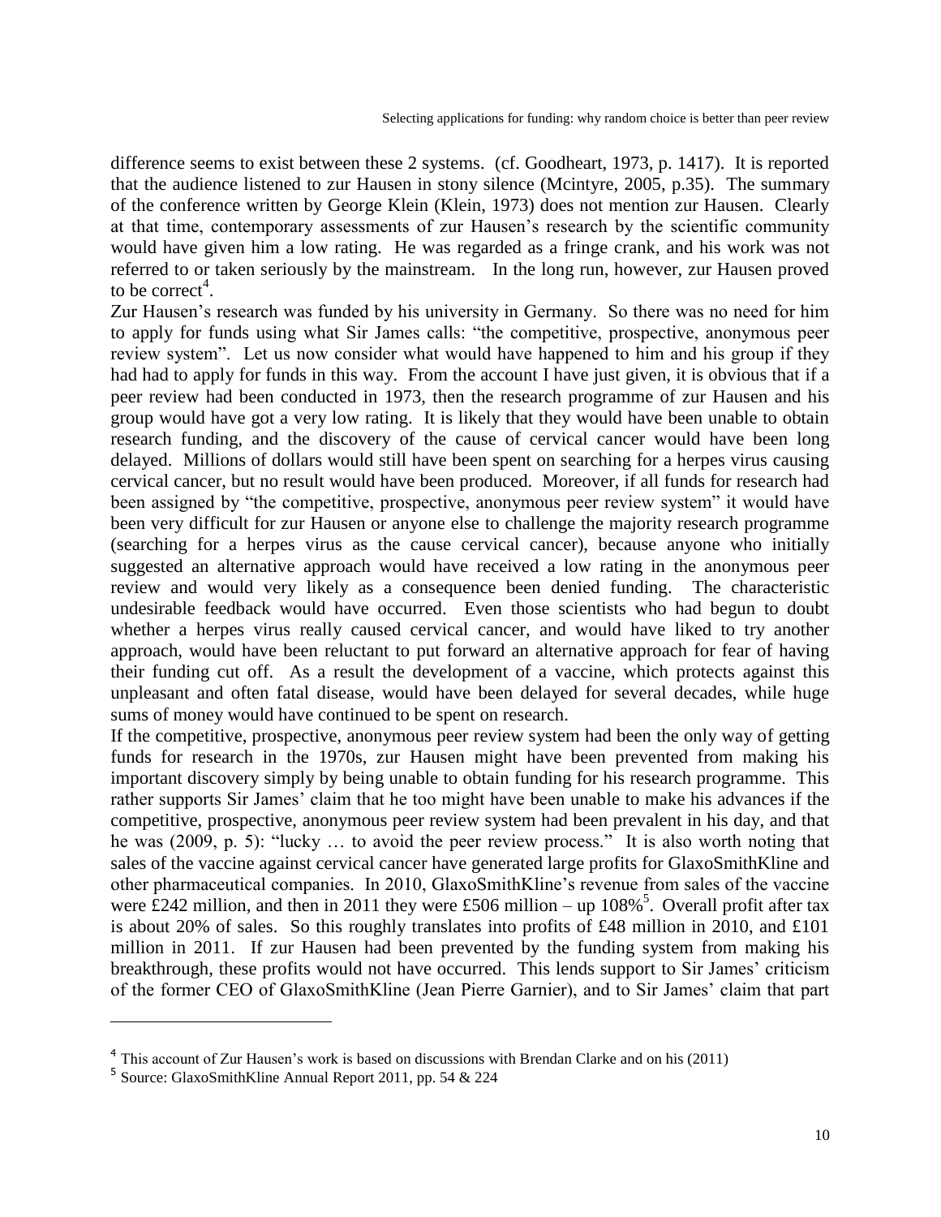difference seems to exist between these 2 systems. (cf. Goodheart, 1973, p. 1417). It is reported that the audience listened to zur Hausen in stony silence (Mcintyre, 2005, p.35). The summary of the conference written by George Klein (Klein, 1973) does not mention zur Hausen. Clearly at that time, contemporary assessments of zur Hausen's research by the scientific community would have given him a low rating. He was regarded as a fringe crank, and his work was not referred to or taken seriously by the mainstream. In the long run, however, zur Hausen proved to be correct[4].

Zur Hausen's research was funded by his university in Germany. So there was no need for him to apply for funds using what Sir James calls: "the competitive, prospective, anonymous peer review system". Let us now consider what would have happened to him and his group if they had had to apply for funds in this way. From the account I have just given, it is obvious that if a peer review had been conducted in 1973, then the research programme of zur Hausen and his group would have got a very low rating. It is likely that they would have been unable to obtain research funding, and the discovery of the cause of cervical cancer would have been long delayed. Millions of dollars would still have been spent on searching for a herpes virus causing cervical cancer, but no result would have been produced. Moreover, if all funds for research had been assigned by "the competitive, prospective, anonymous peer review system" it would have been very difficult for zur Hausen or anyone else to challenge the majority research programme (searching for a herpes virus as the cause cervical cancer), because anyone who initially suggested an alternative approach would have received a low rating in the anonymous peer review and would very likely as a consequence been denied funding. The characteristic undesirable feedback would have occurred. Even those scientists who had begun to doubt whether a herpes virus really caused cervical cancer, and would have liked to try another approach, would have been reluctant to put forward an alternative approach for fear of having their funding cut off. As a result the development of a vaccine, which protects against this unpleasant and often fatal disease, would have been delayed for several decades, while huge sums of money would have continued to be spent on research.

If the competitive, prospective, anonymous peer review system had been the only way of getting funds for research in the 1970s, zur Hausen might have been prevented from making his important discovery simply by being unable to obtain funding for his research programme. This rather supports Sir James' claim that he too might have been unable to make his advances if the competitive, prospective, anonymous peer review system had been prevalent in his day, and that he was (2009, p. 5): "lucky … to avoid the peer review process." It is also worth noting that sales of the vaccine against cervical cancer have generated large profits for GlaxoSmithKline and other pharmaceutical companies. In 2010, GlaxoSmithKline's revenue from sales of the vaccine were £242 million, and then in 2011 they were £506 million – up 108%[5]. Overall profit after tax is about 20% of sales. So this roughly translates into profits of £48 million in 2010, and £101 million in 2011. If zur Hausen had been prevented by the funding system from making his breakthrough, these profits would not have occurred. This lends support to Sir James' criticism of the former CEO of GlaxoSmithKline (Jean Pierre Garnier), and to Sir James' claim that part

---

[4] This account of Zur Hausen's work is based on discussions with Brendan Clarke and on his (2011)

[5] Source: GlaxoSmithKline Annual Report 2011, pp. 54 & 224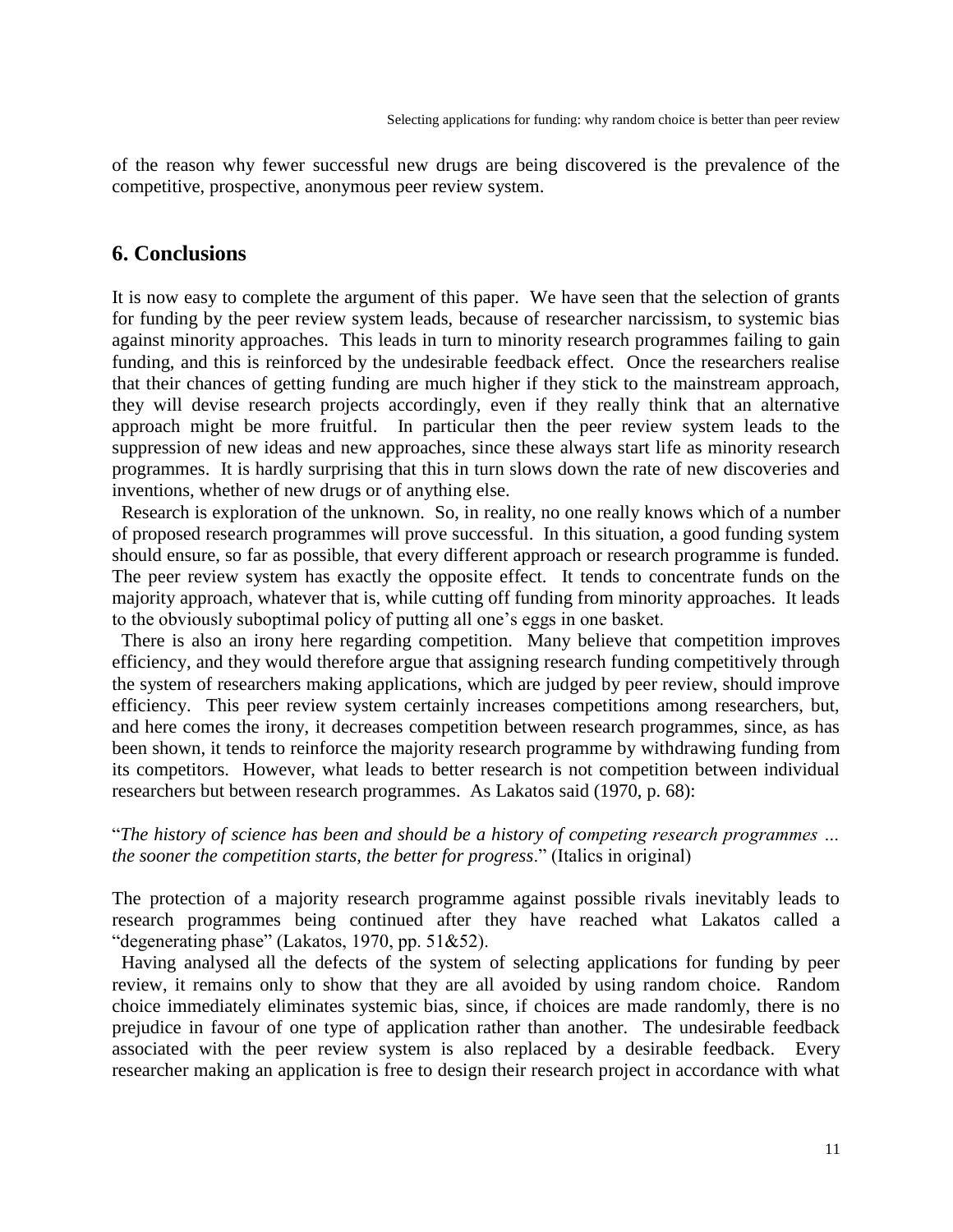of the reason why fewer successful new drugs are being discovered is the prevalence of the competitive, prospective, anonymous peer review system.

## 6. Conclusions

It is now easy to complete the argument of this paper. We have seen that the selection of grants for funding by the peer review system leads, because of researcher narcissism, to systemic bias against minority approaches. This leads in turn to minority research programmes failing to gain funding, and this is reinforced by the undesirable feedback effect. Once the researchers realise that their chances of getting funding are much higher if they stick to the mainstream approach, they will devise research projects accordingly, even if they really think that an alternative approach might be more fruitful. In particular then the peer review system leads to the suppression of new ideas and new approaches, since these always start life as minority research programmes. It is hardly surprising that this in turn slows down the rate of new discoveries and inventions, whether of new drugs or of anything else.

Research is exploration of the unknown. So, in reality, no one really knows which of a number of proposed research programmes will prove successful. In this situation, a good funding system should ensure, so far as possible, that every different approach or research programme is funded. The peer review system has exactly the opposite effect. It tends to concentrate funds on the majority approach, whatever that is, while cutting off funding from minority approaches. It leads to the obviously suboptimal policy of putting all one's eggs in one basket.

There is also an irony here regarding competition. Many believe that competition improves efficiency, and they would therefore argue that assigning research funding competitively through the system of researchers making applications, which are judged by peer review, should improve efficiency. This peer review system certainly increases competitions among researchers, but, and here comes the irony, it decreases competition between research programmes, since, as has been shown, it tends to reinforce the majority research programme by withdrawing funding from its competitors. However, what leads to better research is not competition between individual researchers but between research programmes. As Lakatos said (1970, p. 68):

"*The history of science has been and should be a history of competing research programmes … the sooner the competition starts, the better for progress*." (Italics in original)

The protection of a majority research programme against possible rivals inevitably leads to research programmes being continued after they have reached what Lakatos called a "degenerating phase" (Lakatos, 1970, pp. 51&52).

Having analysed all the defects of the system of selecting applications for funding by peer review, it remains only to show that they are all avoided by using random choice. Random choice immediately eliminates systemic bias, since, if choices are made randomly, there is no prejudice in favour of one type of application rather than another. The undesirable feedback associated with the peer review system is also replaced by a desirable feedback. Every researcher making an application is free to design their research project in accordance with what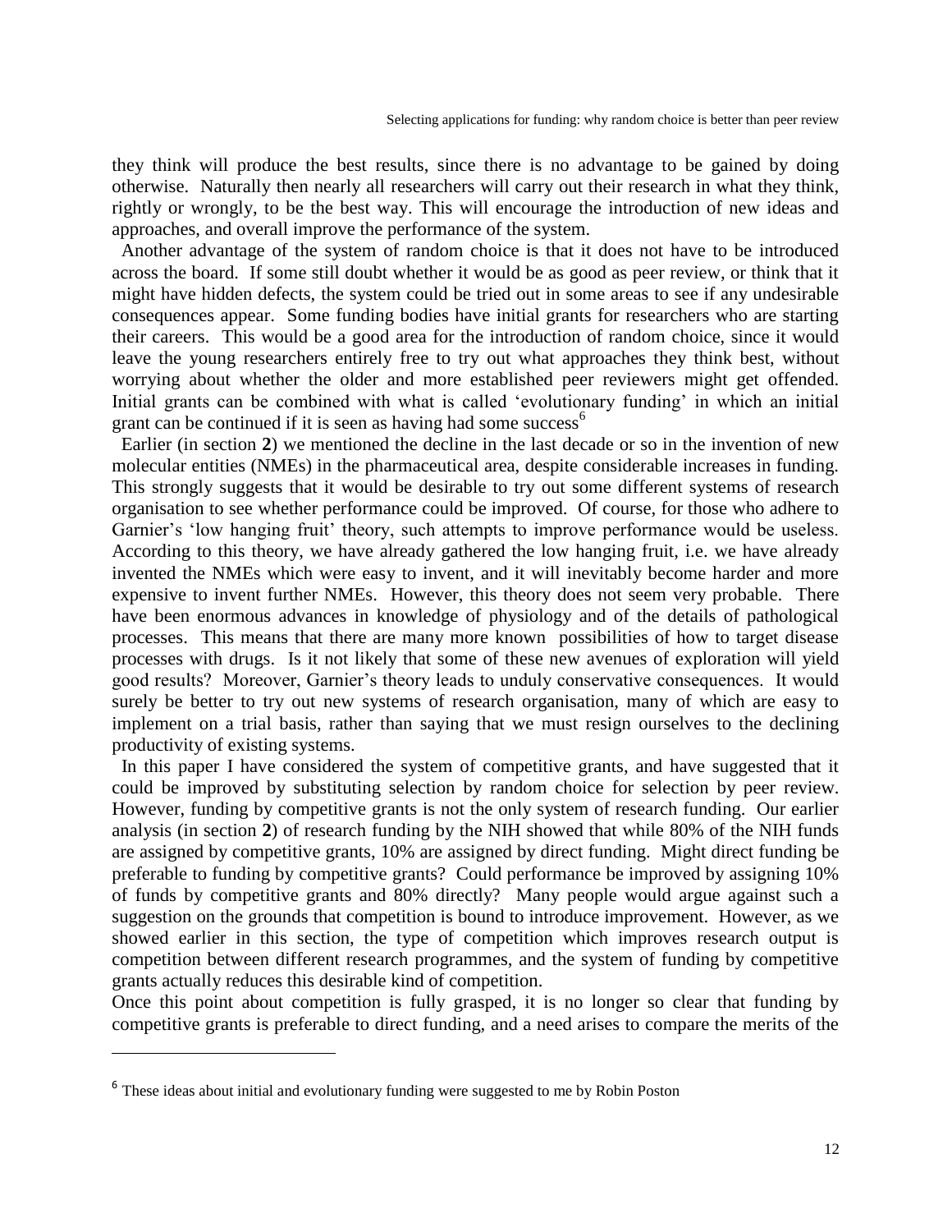they think will produce the best results, since there is no advantage to be gained by doing otherwise. Naturally then nearly all researchers will carry out their research in what they think, rightly or wrongly, to be the best way. This will encourage the introduction of new ideas and approaches, and overall improve the performance of the system.

Another advantage of the system of random choice is that it does not have to be introduced across the board. If some still doubt whether it would be as good as peer review, or think that it might have hidden defects, the system could be tried out in some areas to see if any undesirable consequences appear. Some funding bodies have initial grants for researchers who are starting their careers. This would be a good area for the introduction of random choice, since it would leave the young researchers entirely free to try out what approaches they think best, without worrying about whether the older and more established peer reviewers might get offended. Initial grants can be combined with what is called 'evolutionary funding' in which an initial grant can be continued if it is seen as having had some success[6]

Earlier (in section **2**) we mentioned the decline in the last decade or so in the invention of new molecular entities (NMEs) in the pharmaceutical area, despite considerable increases in funding. This strongly suggests that it would be desirable to try out some different systems of research organisation to see whether performance could be improved. Of course, for those who adhere to Garnier's 'low hanging fruit' theory, such attempts to improve performance would be useless. According to this theory, we have already gathered the low hanging fruit, i.e. we have already invented the NMEs which were easy to invent, and it will inevitably become harder and more expensive to invent further NMEs. However, this theory does not seem very probable. There have been enormous advances in knowledge of physiology and of the details of pathological processes. This means that there are many more known possibilities of how to target disease processes with drugs. Is it not likely that some of these new avenues of exploration will yield good results? Moreover, Garnier's theory leads to unduly conservative consequences. It would surely be better to try out new systems of research organisation, many of which are easy to implement on a trial basis, rather than saying that we must resign ourselves to the declining productivity of existing systems.

In this paper I have considered the system of competitive grants, and have suggested that it could be improved by substituting selection by random choice for selection by peer review. However, funding by competitive grants is not the only system of research funding. Our earlier analysis (in section **2**) of research funding by the NIH showed that while 80% of the NIH funds are assigned by competitive grants, 10% are assigned by direct funding. Might direct funding be preferable to funding by competitive grants? Could performance be improved by assigning 10% of funds by competitive grants and 80% directly? Many people would argue against such a suggestion on the grounds that competition is bound to introduce improvement. However, as we showed earlier in this section, the type of competition which improves research output is competition between different research programmes, and the system of funding by competitive grants actually reduces this desirable kind of competition.

Once this point about competition is fully grasped, it is no longer so clear that funding by competitive grants is preferable to direct funding, and a need arises to compare the merits of the

[6] These ideas about initial and evolutionary funding were suggested to me by Robin Poston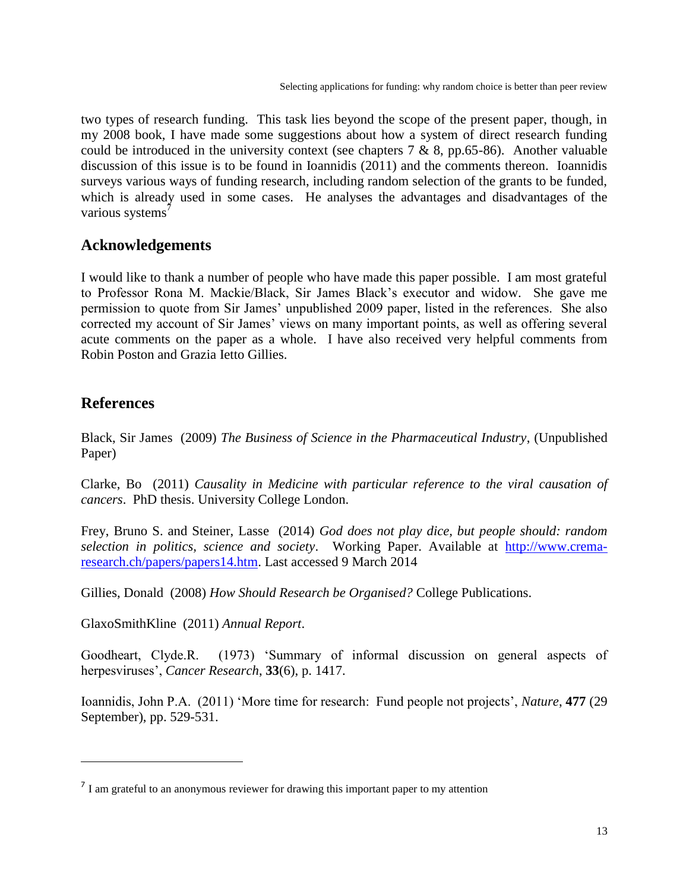two types of research funding. This task lies beyond the scope of the present paper, though, in my 2008 book, I have made some suggestions about how a system of direct research funding could be introduced in the university context (see chapters 7 & 8, pp.65-86). Another valuable discussion of this issue is to be found in Ioannidis (2011) and the comments thereon. Ioannidis surveys various ways of funding research, including random selection of the grants to be funded, which is already used in some cases. He analyses the advantages and disadvantages of the various systems[7]

## Acknowledgements

I would like to thank a number of people who have made this paper possible. I am most grateful to Professor Rona M. Mackie/Black, Sir James Black's executor and widow. She gave me permission to quote from Sir James' unpublished 2009 paper, listed in the references. She also corrected my account of Sir James' views on many important points, as well as offering several acute comments on the paper as a whole. I have also received very helpful comments from Robin Poston and Grazia Ietto Gillies.

## References

Black, Sir James (2009) *The Business of Science in the Pharmaceutical Industry*, (Unpublished Paper)

Clarke, Bo (2011) *Causality in Medicine with particular reference to the viral causation of cancers*. PhD thesis. University College London.

Frey, Bruno S. and Steiner, Lasse (2014) *God does not play dice, but people should: random selection in politics, science and society*. Working Paper. Available at http://www.crema-research.ch/papers/papers14.htm. Last accessed 9 March 2014

Gillies, Donald (2008) *How Should Research be Organised?* College Publications.

GlaxoSmithKline (2011) *Annual Report*.

Goodheart, Clyde.R. (1973) 'Summary of informal discussion on general aspects of herpesviruses', *Cancer Research*, **33**(6), p. 1417.

Ioannidis, John P.A. (2011) 'More time for research: Fund people not projects', *Nature*, **477** (29 September), pp. 529-531.

---

[7] I am grateful to an anonymous reviewer for drawing this important paper to my attention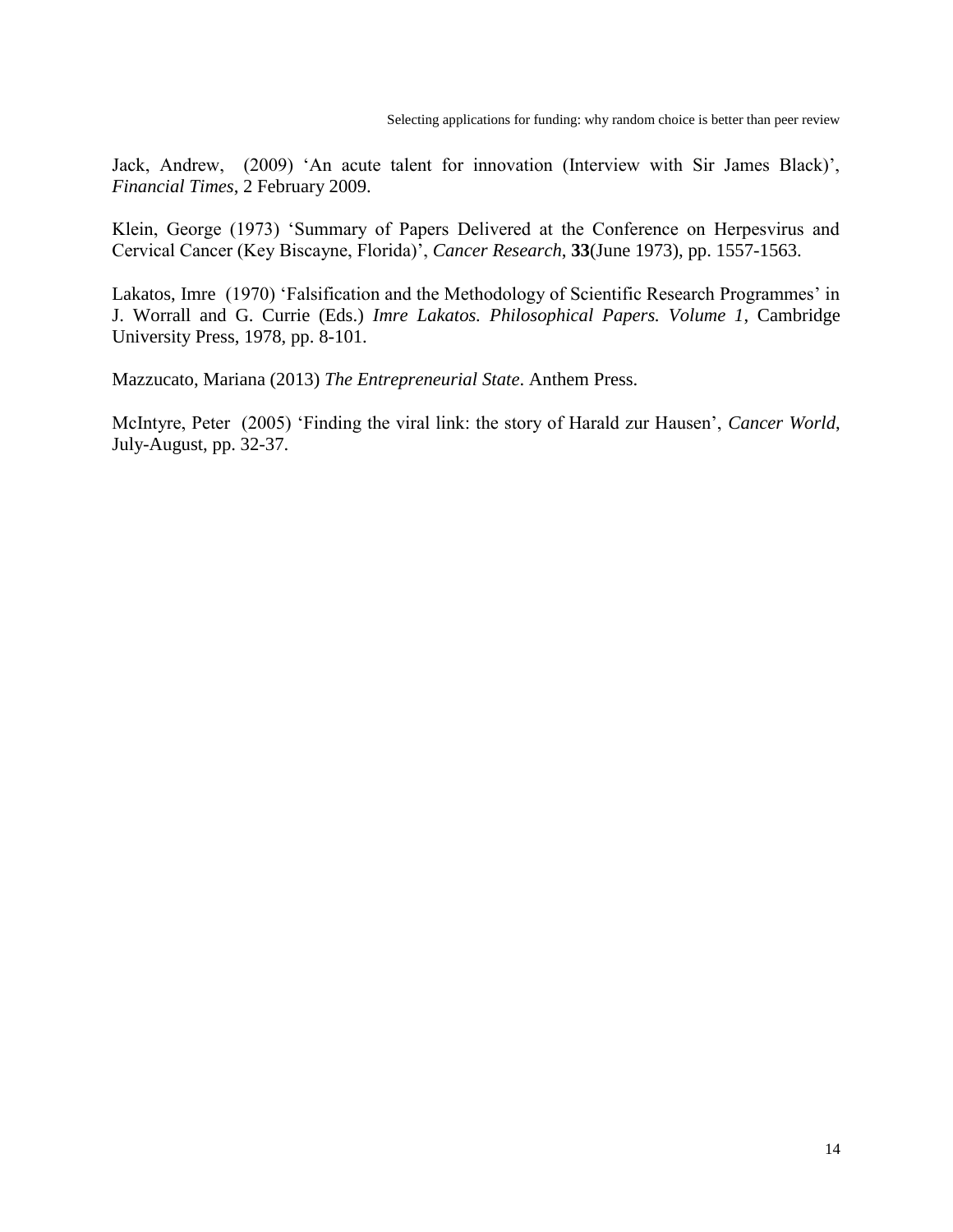Jack, Andrew, (2009) 'An acute talent for innovation (Interview with Sir James Black)', *Financial Times*, 2 February 2009.

Klein, George (1973) 'Summary of Papers Delivered at the Conference on Herpesvirus and Cervical Cancer (Key Biscayne, Florida)', *Cancer Research*, **33**(June 1973), pp. 1557-1563.

Lakatos, Imre (1970) 'Falsification and the Methodology of Scientific Research Programmes' in J. Worrall and G. Currie (Eds.) *Imre Lakatos. Philosophical Papers. Volume 1*, Cambridge University Press, 1978, pp. 8-101.

Mazzucato, Mariana (2013) *The Entrepreneurial State*. Anthem Press.

McIntyre, Peter (2005) 'Finding the viral link: the story of Harald zur Hausen', *Cancer World*, July-August, pp. 32-37.